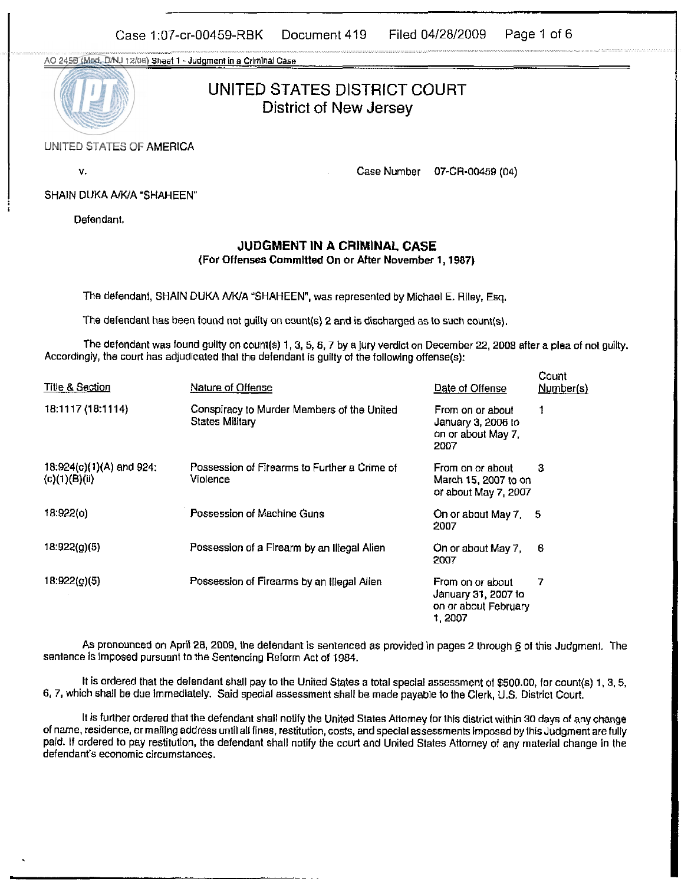AO 245B (Mod. D/NJ 12/06) Sheet 1 - Judgment in a Criminal Case

# UNITED STATES DISTRICT COURT
## District of New Jersey

UNITED STATES OF AMERICA

v.

Case Number 07-CR-00459 (04)

SHAIN DUKA A/K/A "SHAHEEN"

Defendant.

### JUDGMENT IN A CRIMINAL CASE
**(For Offenses Committed On or After November 1, 1987)**

The defendant, SHAIN DUKA A/K/A "SHAHEEN", was represented by Michael E. Riley, Esq.

The defendant has been found not guilty on count(s) 2 and is discharged as to such count(s).

The defendant was found guilty on count(s) 1, 3, 5, 6, 7 by a jury verdict on December 22, 2008 after a plea of not guilty. Accordingly, the court has adjudicated that the defendant is guilty of the following offense(s):

| Title & Section | Nature of Offense | Date of Offense | Count Number(s) |
|---|---|---|---|
| 18:1117 (18:1114) | Conspiracy to Murder Members of the United States Military | From on or about January 3, 2006 to on or about May 7, 2007 | 1 |
| 18:924(c)(1)(A) and 924: (c)(1)(B)(ii) | Possession of Firearms to Further a Crime of Violence | From on or about March 15, 2007 to on or about May 7, 2007 | 3 |
| 18:922(o) | Possession of Machine Guns | On or about May 7, 2007 | 5 |
| 18:922(g)(5) | Possession of a Firearm by an Illegal Alien | On or about May 7, 2007 | 6 |
| 18:922(g)(5) | Possession of Firearms by an Illegal Alien | From on or about January 31, 2007 to on or about February 1, 2007 | 7 |

As pronounced on April 28, 2009, the defendant is sentenced as provided in pages 2 through 6 of this Judgment. The sentence is imposed pursuant to the Sentencing Reform Act of 1984.

It is ordered that the defendant shall pay to the United States a total special assessment of $500.00, for count(s) 1, 3, 5, 6, 7, which shall be due immediately. Said special assessment shall be made payable to the Clerk, U.S. District Court.

It is further ordered that the defendant shall notify the United States Attorney for this district within 30 days of any change of name, residence, or mailing address until all fines, restitution, costs, and special assessments imposed by this Judgment are fully paid. If ordered to pay restitution, the defendant shall notify the court and United States Attorney of any material change in the defendant's economic circumstances.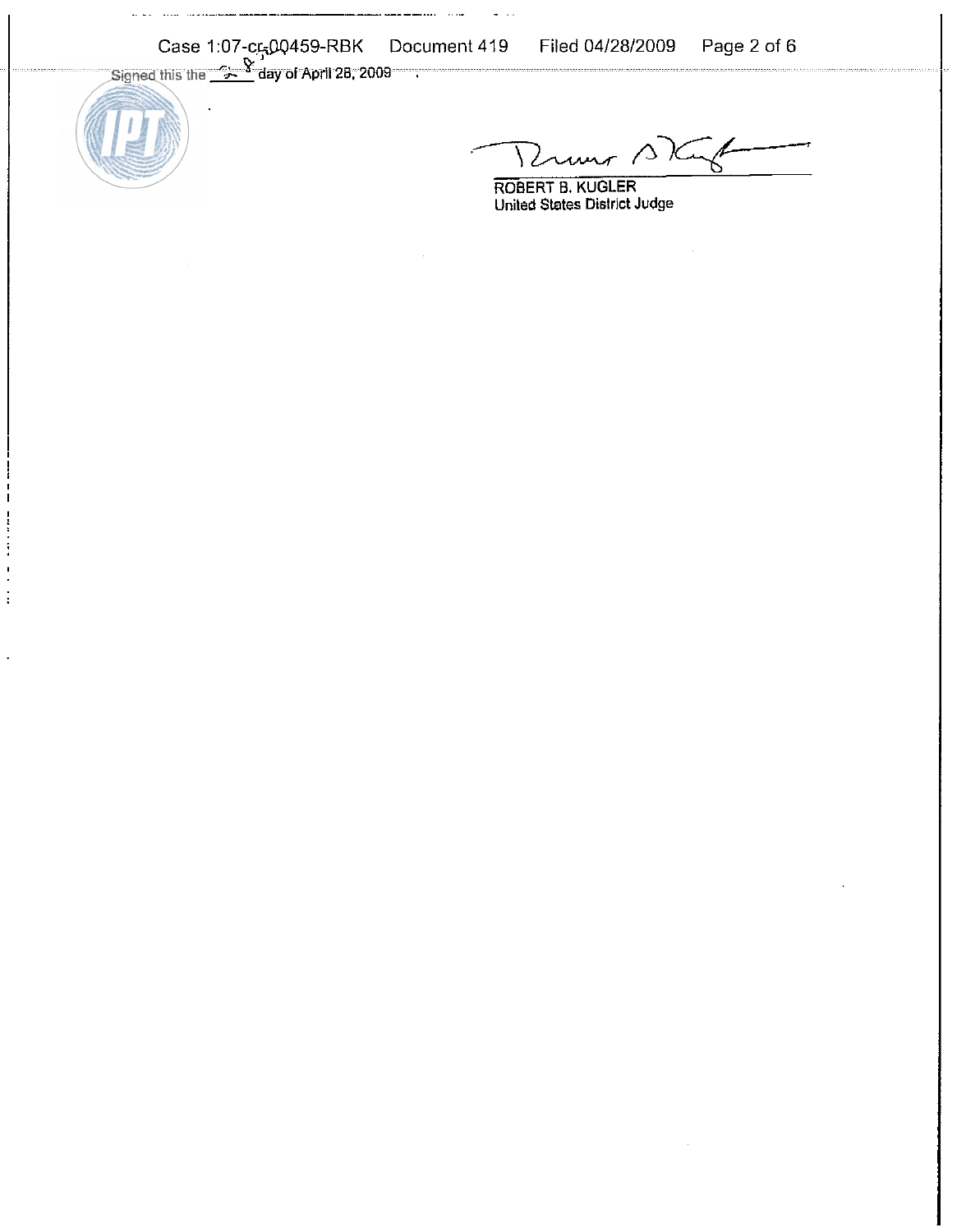Signed this the 28th day of April 28, 2009 .

ROBERT B. KUGLER
United States District Judge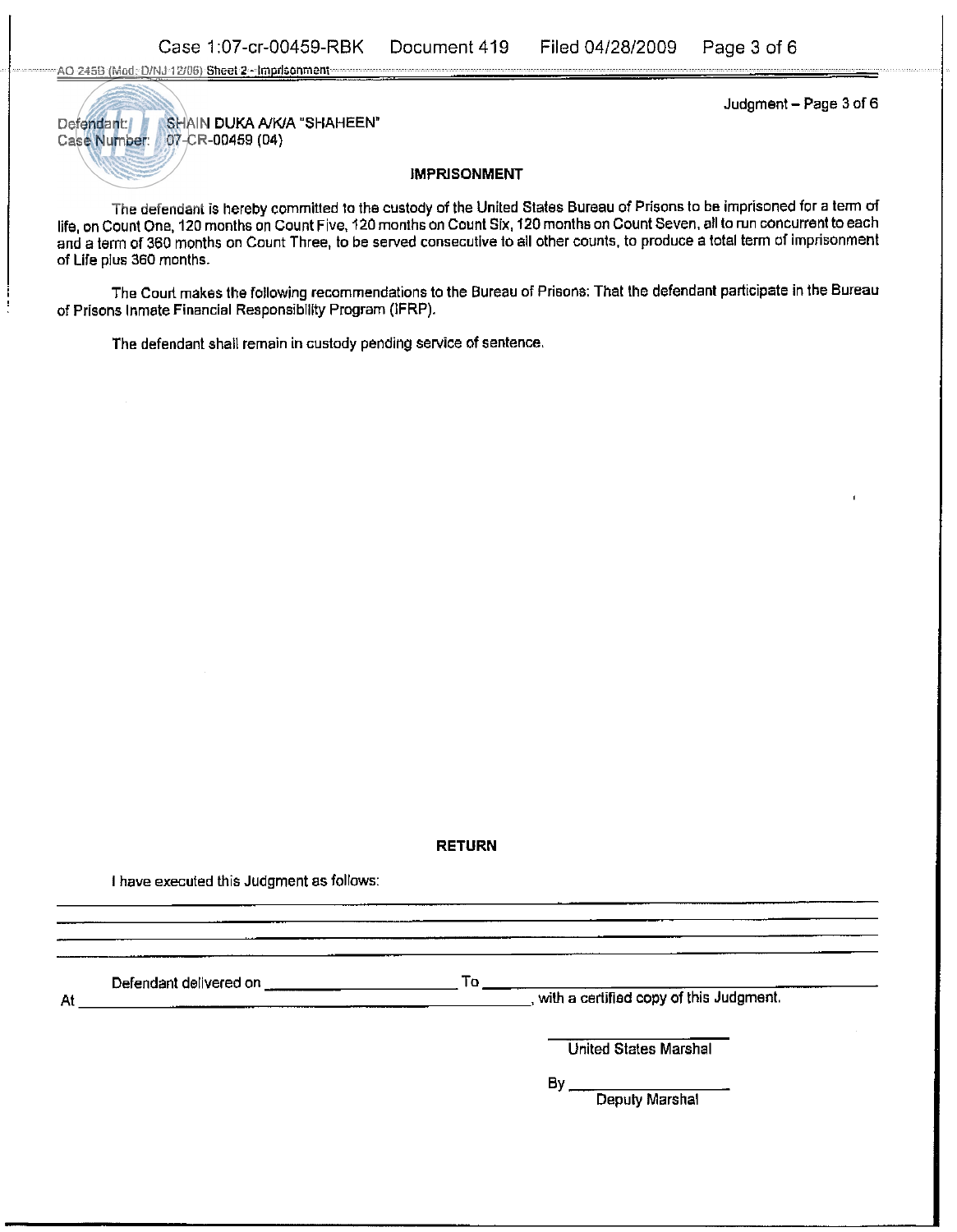Defendant: SHAIN DUKA A/K/A "SHAHEEN"
Case Number: 07-CR-00459 (04)

## IMPRISONMENT

The defendant is hereby committed to the custody of the United States Bureau of Prisons to be imprisoned for a term of life, on Count One, 120 months on Count Five, 120 months on Count Six, 120 months on Count Seven, all to run concurrent to each and a term of 360 months on Count Three, to be served consecutive to all other counts, to produce a total term of imprisonment of Life plus 360 months.

The Court makes the following recommendations to the Bureau of Prisons: That the defendant participate in the Bureau of Prisons Inmate Financial Responsibility Program (IFRP).

The defendant shall remain in custody pending service of sentence.

## RETURN

I have executed this Judgment as follows:

_______________________________________________

_______________________________________________

_______________________________________________

_______________________________________________

Defendant delivered on _____________________ To _____________________

At _____________________________________________, with a certified copy of this Judgment.

_____________________
United States Marshal

By _____________________
Deputy Marshal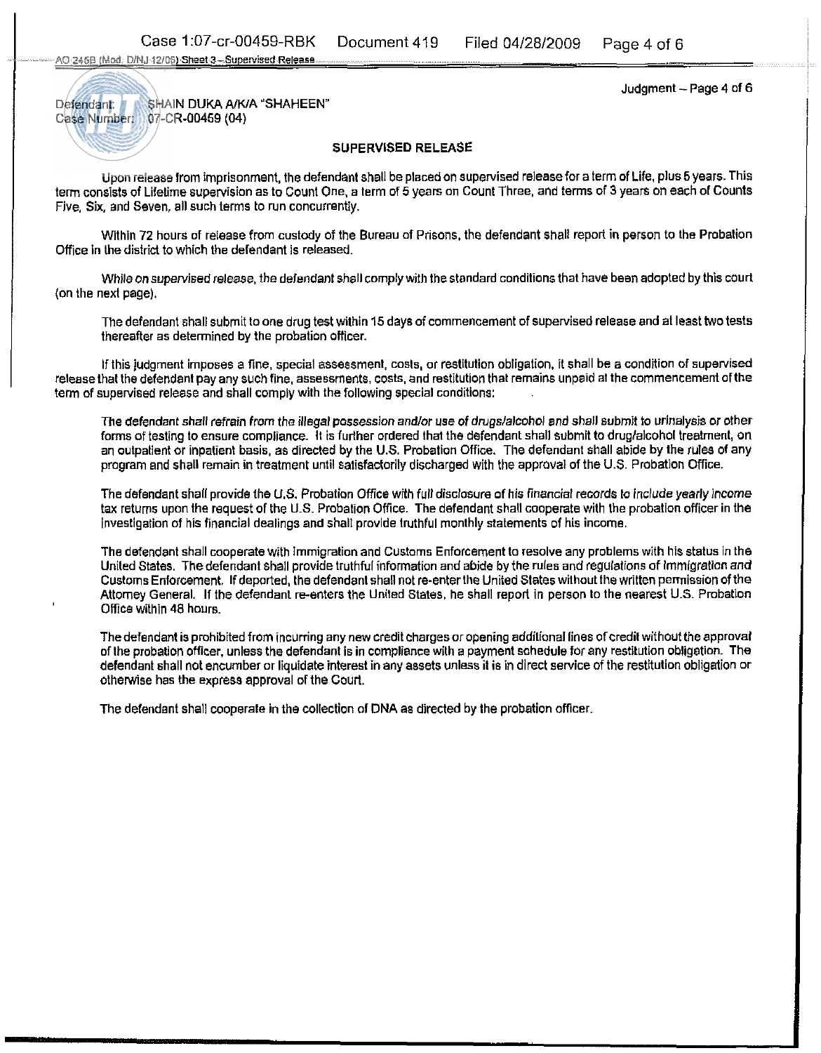Defendant: SHAIN DUKA A/K/A "SHAHEEN"
Case Number: 07-CR-00459 (04)

## SUPERVISED RELEASE

Upon release from imprisonment, the defendant shall be placed on supervised release for a term of Life, plus 5 years. This term consists of Lifetime supervision as to Count One, a term of 5 years on Count Three, and terms of 3 years on each of Counts Five, Six, and Seven, all such terms to run concurrently.

Within 72 hours of release from custody of the Bureau of Prisons, the defendant shall report in person to the Probation Office in the district to which the defendant is released.

While on supervised release, the defendant shall comply with the standard conditions that have been adopted by this court (on the next page).

The defendant shall submit to one drug test within 15 days of commencement of supervised release and at least two tests thereafter as determined by the probation officer.

If this judgment imposes a fine, special assessment, costs, or restitution obligation, it shall be a condition of supervised release that the defendant pay any such fine, assessments, costs, and restitution that remains unpaid at the commencement of the term of supervised release and shall comply with the following special conditions:

The defendant shall refrain from the illegal possession and/or use of drugs/alcohol and shall submit to urinalysis or other forms of testing to ensure compliance. It is further ordered that the defendant shall submit to drug/alcohol treatment, on an outpatient or inpatient basis, as directed by the U.S. Probation Office. The defendant shall abide by the rules of any program and shall remain in treatment until satisfactorily discharged with the approval of the U.S. Probation Office.

The defendant shall provide the U.S. Probation Office with full disclosure of his financial records to include yearly income tax returns upon the request of the U.S. Probation Office. The defendant shall cooperate with the probation officer in the investigation of his financial dealings and shall provide truthful monthly statements of his income.

The defendant shall cooperate with Immigration and Customs Enforcement to resolve any problems with his status in the United States. The defendant shall provide truthful information and abide by the rules and regulations of Immigration and Customs Enforcement. If deported, the defendant shall not re-enter the United States without the written permission of the Attorney General. If the defendant re-enters the United States, he shall report in person to the nearest U.S. Probation Office within 48 hours.

The defendant is prohibited from incurring any new credit charges or opening additional lines of credit without the approval of the probation officer, unless the defendant is in compliance with a payment schedule for any restitution obligation. The defendant shall not encumber or liquidate interest in any assets unless it is in direct service of the restitution obligation or otherwise has the express approval of the Court.

The defendant shall cooperate in the collection of DNA as directed by the probation officer.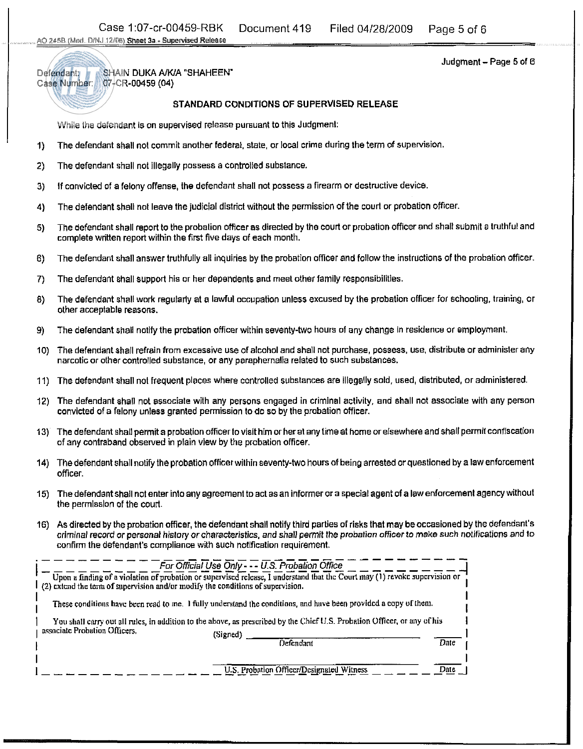Defendant: SHAIN DUKA A/K/A "SHAHEEN"
Case Number: 07-CR-00459 (04)

Judgment – Page 5 of 6

## STANDARD CONDITIONS OF SUPERVISED RELEASE

While the defendant is on supervised release pursuant to this Judgment:

1) The defendant shall not commit another federal, state, or local crime during the term of supervision.

2) The defendant shall not illegally possess a controlled substance.

3) If convicted of a felony offense, the defendant shall not possess a firearm or destructive device.

4) The defendant shall not leave the judicial district without the permission of the court or probation officer.

5) The defendant shall report to the probation officer as directed by the court or probation officer and shall submit a truthful and complete written report within the first five days of each month.

6) The defendant shall answer truthfully all inquiries by the probation officer and follow the instructions of the probation officer.

7) The defendant shall support his or her dependents and meet other family responsibilities.

8) The defendant shall work regularly at a lawful occupation unless excused by the probation officer for schooling, training, or other acceptable reasons.

9) The defendant shall notify the probation officer within seventy-two hours of any change in residence or employment.

10) The defendant shall refrain from excessive use of alcohol and shall not purchase, possess, use, distribute or administer any narcotic or other controlled substance, or any paraphernalia related to such substances.

11) The defendant shall not frequent places where controlled substances are illegally sold, used, distributed, or administered.

12) The defendant shall not associate with any persons engaged in criminal activity, and shall not associate with any person convicted of a felony unless granted permission to do so by the probation officer.

13) The defendant shall permit a probation officer to visit him or her at any time at home or elsewhere and shall permit confiscation of any contraband observed in plain view by the probation officer.

14) The defendant shall notify the probation officer within seventy-two hours of being arrested or questioned by a law enforcement officer.

15) The defendant shall not enter into any agreement to act as an informer or a special agent of a law enforcement agency without the permission of the court.

16) As directed by the probation officer, the defendant shall notify third parties of risks that may be occasioned by the defendant's criminal record or personal history or characteristics, and shall permit the probation officer to make such notifications and to confirm the defendant's compliance with such notification requirement.

---

*For Official Use Only - - - U.S. Probation Office*

Upon a finding of a violation of probation or supervised release, I understand that the Court may (1) revoke supervision or (2) extend the term of supervision and/or modify the conditions of supervision.

These conditions have been read to me. I fully understand the conditions, and have been provided a copy of them.

You shall carry out all rules, in addition to the above, as prescribed by the Chief U.S. Probation Officer, or any of his associate Probation Officers.

(Signed) ______________________________ ________
Defendant Date

______________________________ ________
U.S. Probation Officer/Designated Witness Date

---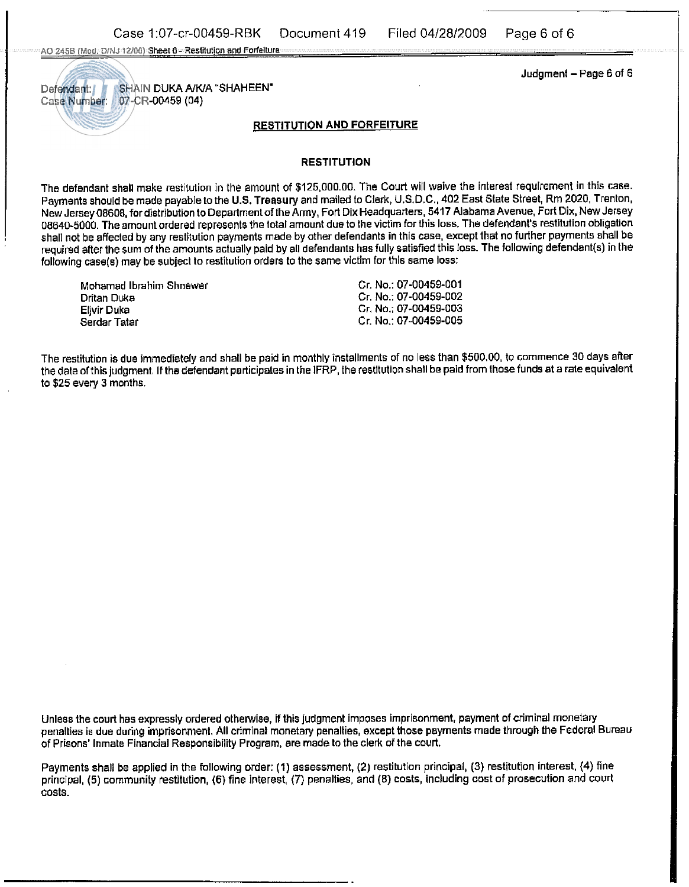Defendant: SHAIN DUKA A/K/A "SHAHEEN"
Case Number: 07-CR-00459 (04)

## RESTITUTION AND FORFEITURE

### RESTITUTION

The defendant shall make restitution in the amount of $125,000.00. The Court will waive the interest requirement in this case. Payments should be made payable to the **U.S. Treasury** and mailed to Clerk, U.S.D.C., 402 East State Street, Rm 2020, Trenton, New Jersey 08608, for distribution to Department of the Army, Fort Dix Headquarters, 5417 Alabama Avenue, Fort Dix, New Jersey 08640-5000. The amount ordered represents the total amount due to the victim for this loss. The defendant's restitution obligation shall not be affected by any restitution payments made by other defendants in this case, except that no further payments shall be required after the sum of the amounts actually paid by all defendants has fully satisfied this loss. The following defendant(s) in the following case(s) may be subject to restitution orders to the same victim for this same loss:

| | |
|---|---|
| Mohamad Ibrahim Shnewer | Cr. No.: 07-00459-001 |
| Dritan Duka | Cr. No.: 07-00459-002 |
| Eljvir Duka | Cr. No.: 07-00459-003 |
| Serdar Tatar | Cr. No.: 07-00459-005 |

The restitution is due immediately and shall be paid in monthly installments of no less than $500.00, to commence 30 days after the date of this judgment. If the defendant participates in the IFRP, the restitution shall be paid from those funds at a rate equivalent to $25 every 3 months.

Unless the court has expressly ordered otherwise, if this judgment imposes imprisonment, payment of criminal monetary penalties is due during imprisonment. All criminal monetary penalties, except those payments made through the Federal Bureau of Prisons' Inmate Financial Responsibility Program, are made to the clerk of the court.

Payments shall be applied in the following order: (1) assessment, (2) restitution principal, (3) restitution interest, (4) fine principal, (5) community restitution, (6) fine interest, (7) penalties, and (8) costs, including cost of prosecution and court costs.